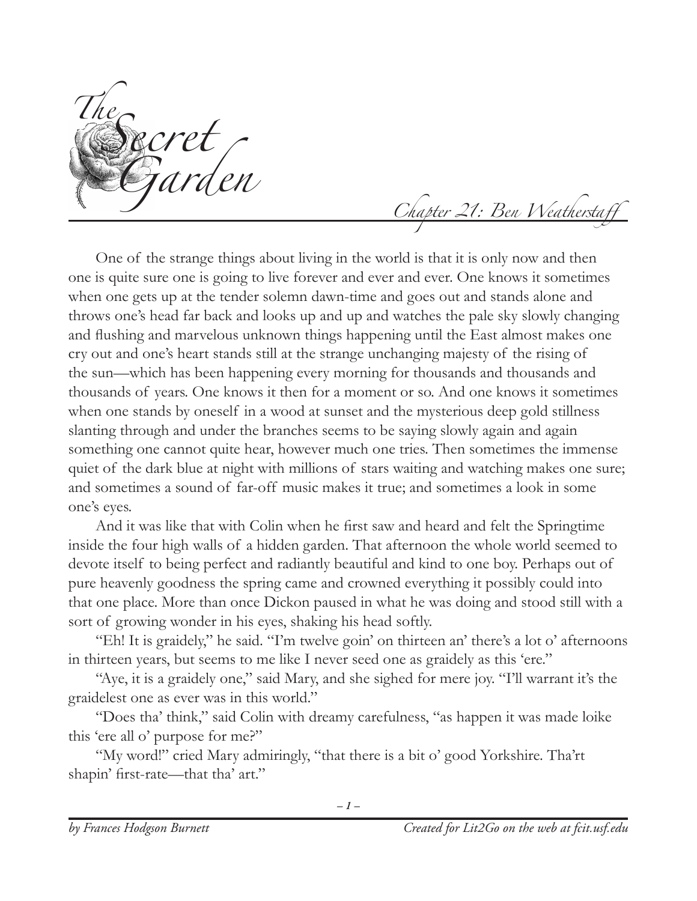# The Secret Garden

## Chapter 21: Ben Weatherstaff

One of the strange things about living in the world is that it is only now and then one is quite sure one is going to live forever and ever and ever. One knows it sometimes when one gets up at the tender solemn dawn-time and goes out and stands alone and throws one's head far back and looks up and up and watches the pale sky slowly changing and flushing and marvelous unknown things happening until the East almost makes one cry out and one's heart stands still at the strange unchanging majesty of the rising of the sun—which has been happening every morning for thousands and thousands and thousands of years. One knows it then for a moment or so. And one knows it sometimes when one stands by oneself in a wood at sunset and the mysterious deep gold stillness slanting through and under the branches seems to be saying slowly again and again something one cannot quite hear, however much one tries. Then sometimes the immense quiet of the dark blue at night with millions of stars waiting and watching makes one sure; and sometimes a sound of far-off music makes it true; and sometimes a look in some one's eyes.

And it was like that with Colin when he first saw and heard and felt the Springtime inside the four high walls of a hidden garden. That afternoon the whole world seemed to devote itself to being perfect and radiantly beautiful and kind to one boy. Perhaps out of pure heavenly goodness the spring came and crowned everything it possibly could into that one place. More than once Dickon paused in what he was doing and stood still with a sort of growing wonder in his eyes, shaking his head softly.

"Eh! It is graidely," he said. "I'm twelve goin' on thirteen an' there's a lot o' afternoons in thirteen years, but seems to me like I never seed one as graidely as this 'ere."

"Aye, it is a graidely one," said Mary, and she sighed for mere joy. "I'll warrant it's the graidelest one as ever was in this world."

"Does tha' think," said Colin with dreamy carefulness, "as happen it was made loike this 'ere all o' purpose for me?"

"My word!" cried Mary admiringly, "that there is a bit o' good Yorkshire. Tha'rt shapin' first-rate—that tha' art."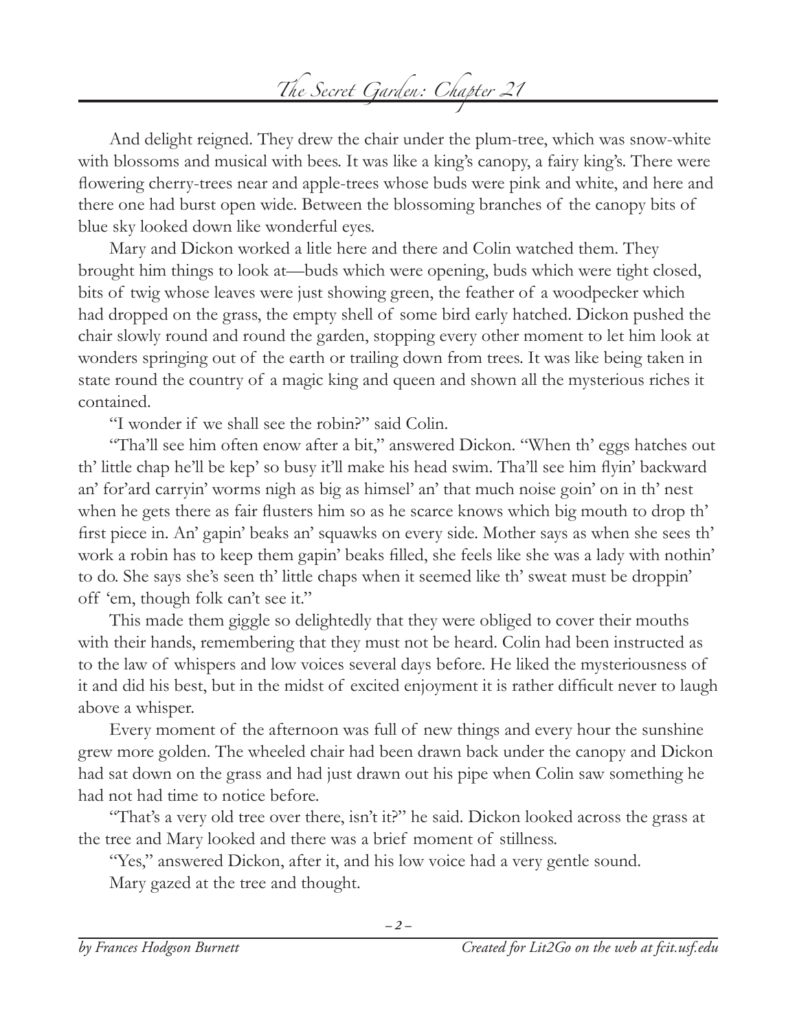And delight reigned. They drew the chair under the plum-tree, which was snow-white with blossoms and musical with bees. It was like a king's canopy, a fairy king's. There were flowering cherry-trees near and apple-trees whose buds were pink and white, and here and there one had burst open wide. Between the blossoming branches of the canopy bits of blue sky looked down like wonderful eyes.

Mary and Dickon worked a litle here and there and Colin watched them. They brought him things to look at—buds which were opening, buds which were tight closed, bits of twig whose leaves were just showing green, the feather of a woodpecker which had dropped on the grass, the empty shell of some bird early hatched. Dickon pushed the chair slowly round and round the garden, stopping every other moment to let him look at wonders springing out of the earth or trailing down from trees. It was like being taken in state round the country of a magic king and queen and shown all the mysterious riches it contained.

"I wonder if we shall see the robin?" said Colin.

"Tha'll see him often enow after a bit," answered Dickon. "When th' eggs hatches out th' little chap he'll be kep' so busy it'll make his head swim. Tha'll see him flyin' backward an' for'ard carryin' worms nigh as big as himsel' an' that much noise goin' on in th' nest when he gets there as fair flusters him so as he scarce knows which big mouth to drop th' first piece in. An' gapin' beaks an' squawks on every side. Mother says as when she sees th' work a robin has to keep them gapin' beaks filled, she feels like she was a lady with nothin' to do. She says she's seen th' little chaps when it seemed like th' sweat must be droppin' off 'em, though folk can't see it."

This made them giggle so delightedly that they were obliged to cover their mouths with their hands, remembering that they must not be heard. Colin had been instructed as to the law of whispers and low voices several days before. He liked the mysteriousness of it and did his best, but in the midst of excited enjoyment it is rather difficult never to laugh above a whisper.

Every moment of the afternoon was full of new things and every hour the sunshine grew more golden. The wheeled chair had been drawn back under the canopy and Dickon had sat down on the grass and had just drawn out his pipe when Colin saw something he had not had time to notice before.

"That's a very old tree over there, isn't it?" he said. Dickon looked across the grass at the tree and Mary looked and there was a brief moment of stillness.

"Yes," answered Dickon, after it, and his low voice had a very gentle sound.

Mary gazed at the tree and thought.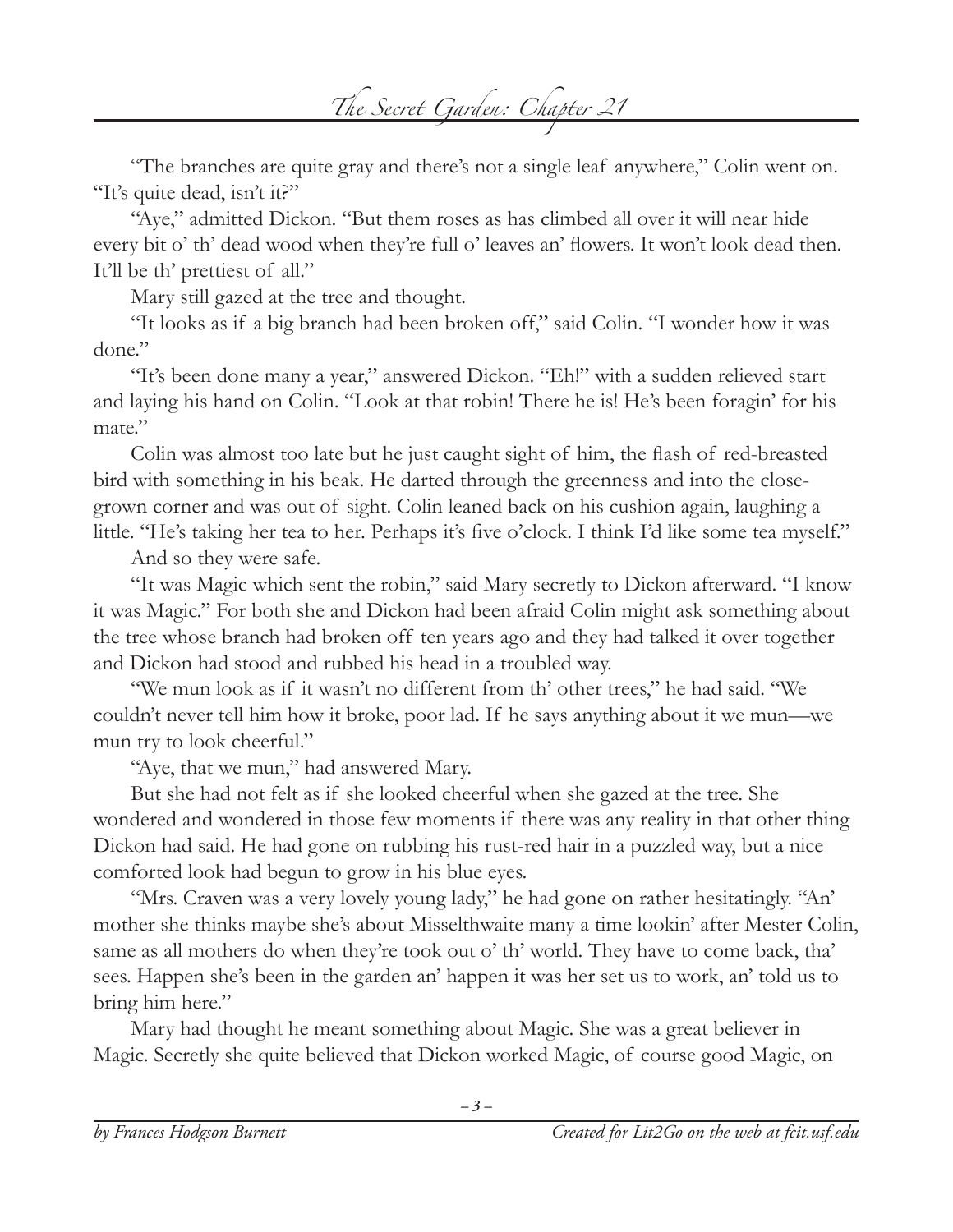"The branches are quite gray and there's not a single leaf anywhere," Colin went on. "It's quite dead, isn't it?"

"Aye," admitted Dickon. "But them roses as has climbed all over it will near hide every bit o' th' dead wood when they're full o' leaves an' flowers. It won't look dead then. It'll be th' prettiest of all."

Mary still gazed at the tree and thought.

"It looks as if a big branch had been broken off," said Colin. "I wonder how it was done."

"It's been done many a year," answered Dickon. "Eh!" with a sudden relieved start and laying his hand on Colin. "Look at that robin! There he is! He's been foragin' for his mate."

Colin was almost too late but he just caught sight of him, the flash of red-breasted bird with something in his beak. He darted through the greenness and into the close-grown corner and was out of sight. Colin leaned back on his cushion again, laughing a little. "He's taking her tea to her. Perhaps it's five o'clock. I think I'd like some tea myself."

And so they were safe.

"It was Magic which sent the robin," said Mary secretly to Dickon afterward. "I know it was Magic." For both she and Dickon had been afraid Colin might ask something about the tree whose branch had broken off ten years ago and they had talked it over together and Dickon had stood and rubbed his head in a troubled way.

"We mun look as if it wasn't no different from th' other trees," he had said. "We couldn't never tell him how it broke, poor lad. If he says anything about it we mun—we mun try to look cheerful."

"Aye, that we mun," had answered Mary.

But she had not felt as if she looked cheerful when she gazed at the tree. She wondered and wondered in those few moments if there was any reality in that other thing Dickon had said. He had gone on rubbing his rust-red hair in a puzzled way, but a nice comforted look had begun to grow in his blue eyes.

"Mrs. Craven was a very lovely young lady," he had gone on rather hesitatingly. "An' mother she thinks maybe she's about Misselthwaite many a time lookin' after Mester Colin, same as all mothers do when they're took out o' th' world. They have to come back, tha' sees. Happen she's been in the garden an' happen it was her set us to work, an' told us to bring him here."

Mary had thought he meant something about Magic. She was a great believer in Magic. Secretly she quite believed that Dickon worked Magic, of course good Magic, on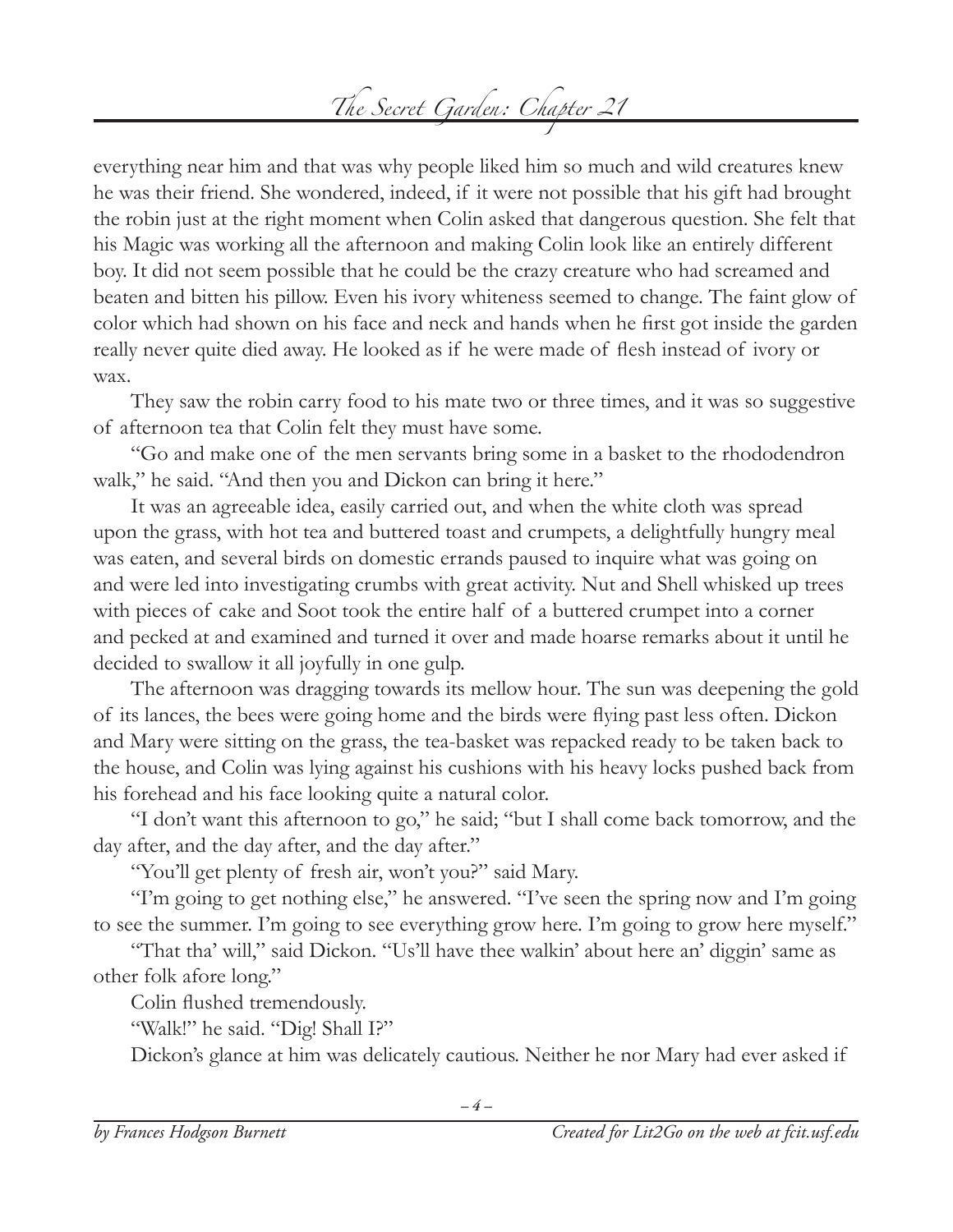everything near him and that was why people liked him so much and wild creatures knew he was their friend. She wondered, indeed, if it were not possible that his gift had brought the robin just at the right moment when Colin asked that dangerous question. She felt that his Magic was working all the afternoon and making Colin look like an entirely different boy. It did not seem possible that he could be the crazy creature who had screamed and beaten and bitten his pillow. Even his ivory whiteness seemed to change. The faint glow of color which had shown on his face and neck and hands when he first got inside the garden really never quite died away. He looked as if he were made of flesh instead of ivory or wax.

They saw the robin carry food to his mate two or three times, and it was so suggestive of afternoon tea that Colin felt they must have some.

"Go and make one of the men servants bring some in a basket to the rhododendron walk," he said. "And then you and Dickon can bring it here."

It was an agreeable idea, easily carried out, and when the white cloth was spread upon the grass, with hot tea and buttered toast and crumpets, a delightfully hungry meal was eaten, and several birds on domestic errands paused to inquire what was going on and were led into investigating crumbs with great activity. Nut and Shell whisked up trees with pieces of cake and Soot took the entire half of a buttered crumpet into a corner and pecked at and examined and turned it over and made hoarse remarks about it until he decided to swallow it all joyfully in one gulp.

The afternoon was dragging towards its mellow hour. The sun was deepening the gold of its lances, the bees were going home and the birds were flying past less often. Dickon and Mary were sitting on the grass, the tea-basket was repacked ready to be taken back to the house, and Colin was lying against his cushions with his heavy locks pushed back from his forehead and his face looking quite a natural color.

"I don't want this afternoon to go," he said; "but I shall come back tomorrow, and the day after, and the day after, and the day after."

"You'll get plenty of fresh air, won't you?" said Mary.

"I'm going to get nothing else," he answered. "I've seen the spring now and I'm going to see the summer. I'm going to see everything grow here. I'm going to grow here myself."

"That tha' will," said Dickon. "Us'll have thee walkin' about here an' diggin' same as other folk afore long."

Colin flushed tremendously.

"Walk!" he said. "Dig! Shall I?"

Dickon's glance at him was delicately cautious. Neither he nor Mary had ever asked if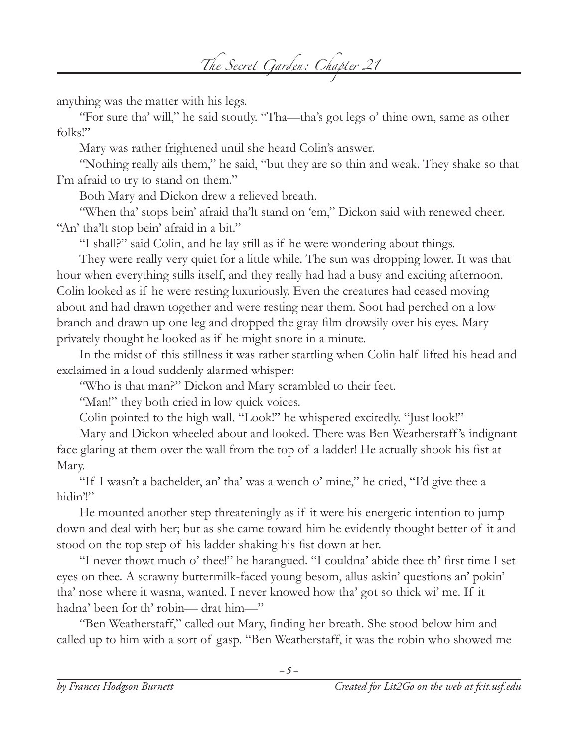anything was the matter with his legs.

"For sure tha' will," he said stoutly. "Tha—tha's got legs o' thine own, same as other folks!"

Mary was rather frightened until she heard Colin's answer.

"Nothing really ails them," he said, "but they are so thin and weak. They shake so that I'm afraid to try to stand on them."

Both Mary and Dickon drew a relieved breath.

"When tha' stops bein' afraid tha'lt stand on 'em," Dickon said with renewed cheer. "An' tha'lt stop bein' afraid in a bit."

"I shall?" said Colin, and he lay still as if he were wondering about things.

They were really very quiet for a little while. The sun was dropping lower. It was that hour when everything stills itself, and they really had had a busy and exciting afternoon. Colin looked as if he were resting luxuriously. Even the creatures had ceased moving about and had drawn together and were resting near them. Soot had perched on a low branch and drawn up one leg and dropped the gray film drowsily over his eyes. Mary privately thought he looked as if he might snore in a minute.

In the midst of this stillness it was rather startling when Colin half lifted his head and exclaimed in a loud suddenly alarmed whisper:

"Who is that man?" Dickon and Mary scrambled to their feet.

"Man!" they both cried in low quick voices.

Colin pointed to the high wall. "Look!" he whispered excitedly. "Just look!"

Mary and Dickon wheeled about and looked. There was Ben Weatherstaff's indignant face glaring at them over the wall from the top of a ladder! He actually shook his fist at Mary.

"If I wasn't a bachelder, an' tha' was a wench o' mine," he cried, "I'd give thee a hidin'!"

He mounted another step threateningly as if it were his energetic intention to jump down and deal with her; but as she came toward him he evidently thought better of it and stood on the top step of his ladder shaking his fist down at her.

"I never thowt much o' thee!" he harangued. "I couldna' abide thee th' first time I set eyes on thee. A scrawny buttermilk-faced young besom, allus askin' questions an' pokin' tha' nose where it wasna, wanted. I never knowed how tha' got so thick wi' me. If it hadna' been for th' robin— drat him—"

"Ben Weatherstaff," called out Mary, finding her breath. She stood below him and called up to him with a sort of gasp. "Ben Weatherstaff, it was the robin who showed me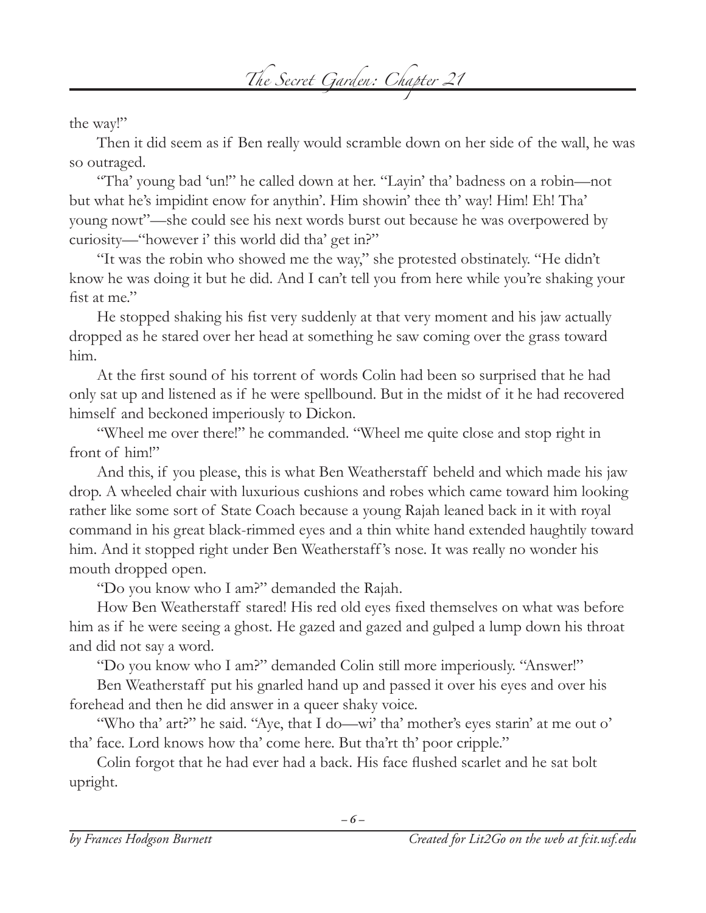the way!"

Then it did seem as if Ben really would scramble down on her side of the wall, he was so outraged.

"Tha' young bad 'un!" he called down at her. "Layin' tha' badness on a robin—not but what he's impidint enow for anythin'. Him showin' thee th' way! Him! Eh! Tha' young nowt"—she could see his next words burst out because he was overpowered by curiosity—"however i' this world did tha' get in?"

"It was the robin who showed me the way," she protested obstinately. "He didn't know he was doing it but he did. And I can't tell you from here while you're shaking your fist at me."

He stopped shaking his fist very suddenly at that very moment and his jaw actually dropped as he stared over her head at something he saw coming over the grass toward him.

At the first sound of his torrent of words Colin had been so surprised that he had only sat up and listened as if he were spellbound. But in the midst of it he had recovered himself and beckoned imperiously to Dickon.

"Wheel me over there!" he commanded. "Wheel me quite close and stop right in front of him!"

And this, if you please, this is what Ben Weatherstaff beheld and which made his jaw drop. A wheeled chair with luxurious cushions and robes which came toward him looking rather like some sort of State Coach because a young Rajah leaned back in it with royal command in his great black-rimmed eyes and a thin white hand extended haughtily toward him. And it stopped right under Ben Weatherstaff's nose. It was really no wonder his mouth dropped open.

"Do you know who I am?" demanded the Rajah.

How Ben Weatherstaff stared! His red old eyes fixed themselves on what was before him as if he were seeing a ghost. He gazed and gazed and gulped a lump down his throat and did not say a word.

"Do you know who I am?" demanded Colin still more imperiously. "Answer!"

Ben Weatherstaff put his gnarled hand up and passed it over his eyes and over his forehead and then he did answer in a queer shaky voice.

"Who tha' art?" he said. "Aye, that I do—wi' tha' mother's eyes starin' at me out o' tha' face. Lord knows how tha' come here. But tha'rt th' poor cripple."

Colin forgot that he had ever had a back. His face flushed scarlet and he sat bolt upright.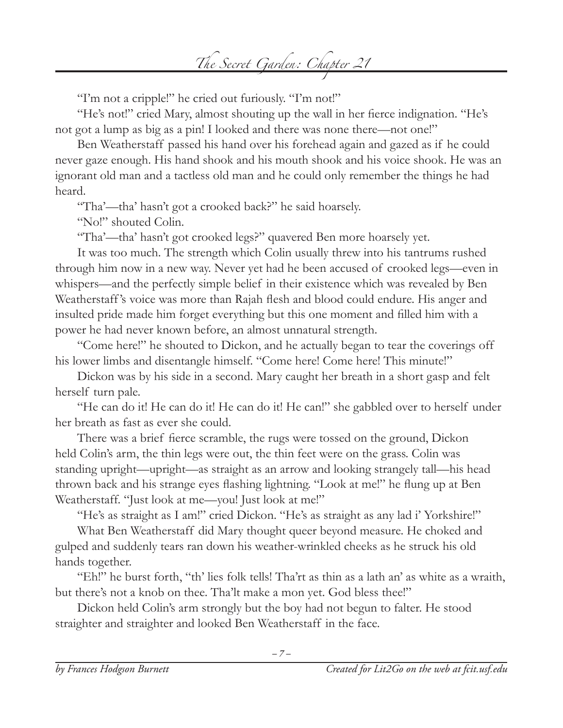"I'm not a cripple!" he cried out furiously. "I'm not!"

"He's not!" cried Mary, almost shouting up the wall in her fierce indignation. "He's not got a lump as big as a pin! I looked and there was none there—not one!"

Ben Weatherstaff passed his hand over his forehead again and gazed as if he could never gaze enough. His hand shook and his mouth shook and his voice shook. He was an ignorant old man and a tactless old man and he could only remember the things he had heard.

"Tha'—tha' hasn't got a crooked back?" he said hoarsely.

"No!" shouted Colin.

"Tha'—tha' hasn't got crooked legs?" quavered Ben more hoarsely yet.

It was too much. The strength which Colin usually threw into his tantrums rushed through him now in a new way. Never yet had he been accused of crooked legs—even in whispers—and the perfectly simple belief in their existence which was revealed by Ben Weatherstaff's voice was more than Rajah flesh and blood could endure. His anger and insulted pride made him forget everything but this one moment and filled him with a power he had never known before, an almost unnatural strength.

"Come here!" he shouted to Dickon, and he actually began to tear the coverings off his lower limbs and disentangle himself. "Come here! Come here! This minute!"

Dickon was by his side in a second. Mary caught her breath in a short gasp and felt herself turn pale.

"He can do it! He can do it! He can do it! He can!" she gabbled over to herself under her breath as fast as ever she could.

There was a brief fierce scramble, the rugs were tossed on the ground, Dickon held Colin's arm, the thin legs were out, the thin feet were on the grass. Colin was standing upright—upright—as straight as an arrow and looking strangely tall—his head thrown back and his strange eyes flashing lightning. "Look at me!" he flung up at Ben Weatherstaff. "Just look at me—you! Just look at me!"

"He's as straight as I am!" cried Dickon. "He's as straight as any lad i' Yorkshire!"

What Ben Weatherstaff did Mary thought queer beyond measure. He choked and gulped and suddenly tears ran down his weather-wrinkled cheeks as he struck his old hands together.

"Eh!" he burst forth, "th' lies folk tells! Tha'rt as thin as a lath an' as white as a wraith, but there's not a knob on thee. Tha'lt make a mon yet. God bless thee!"

Dickon held Colin's arm strongly but the boy had not begun to falter. He stood straighter and straighter and looked Ben Weatherstaff in the face.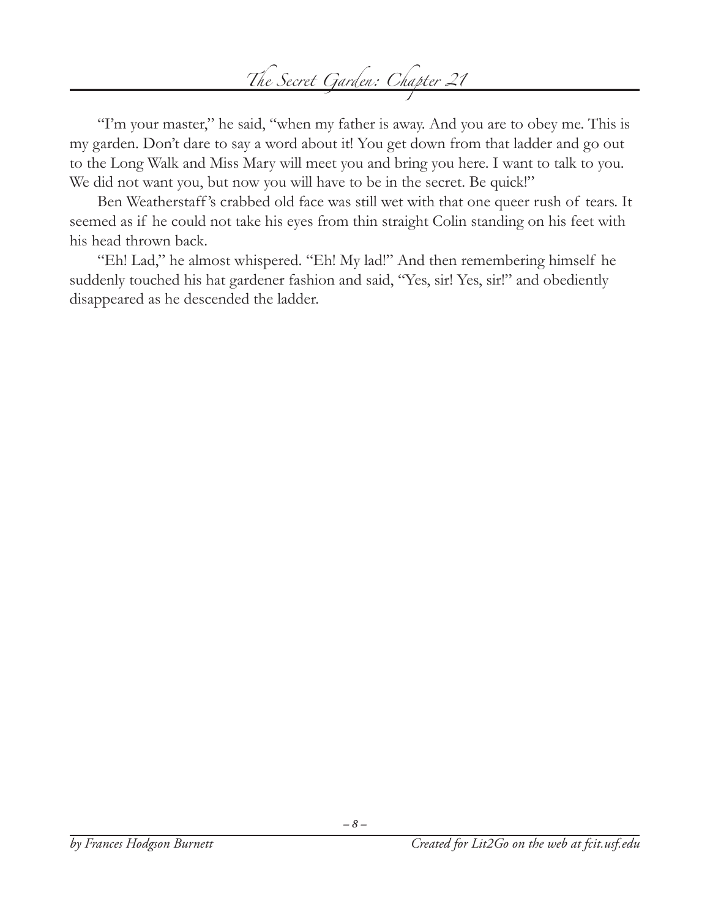"I'm your master," he said, "when my father is away. And you are to obey me. This is my garden. Don't dare to say a word about it! You get down from that ladder and go out to the Long Walk and Miss Mary will meet you and bring you here. I want to talk to you. We did not want you, but now you will have to be in the secret. Be quick!"

Ben Weatherstaff's crabbed old face was still wet with that one queer rush of tears. It seemed as if he could not take his eyes from thin straight Colin standing on his feet with his head thrown back.

"Eh! Lad," he almost whispered. "Eh! My lad!" And then remembering himself he suddenly touched his hat gardener fashion and said, "Yes, sir! Yes, sir!" and obediently disappeared as he descended the ladder.